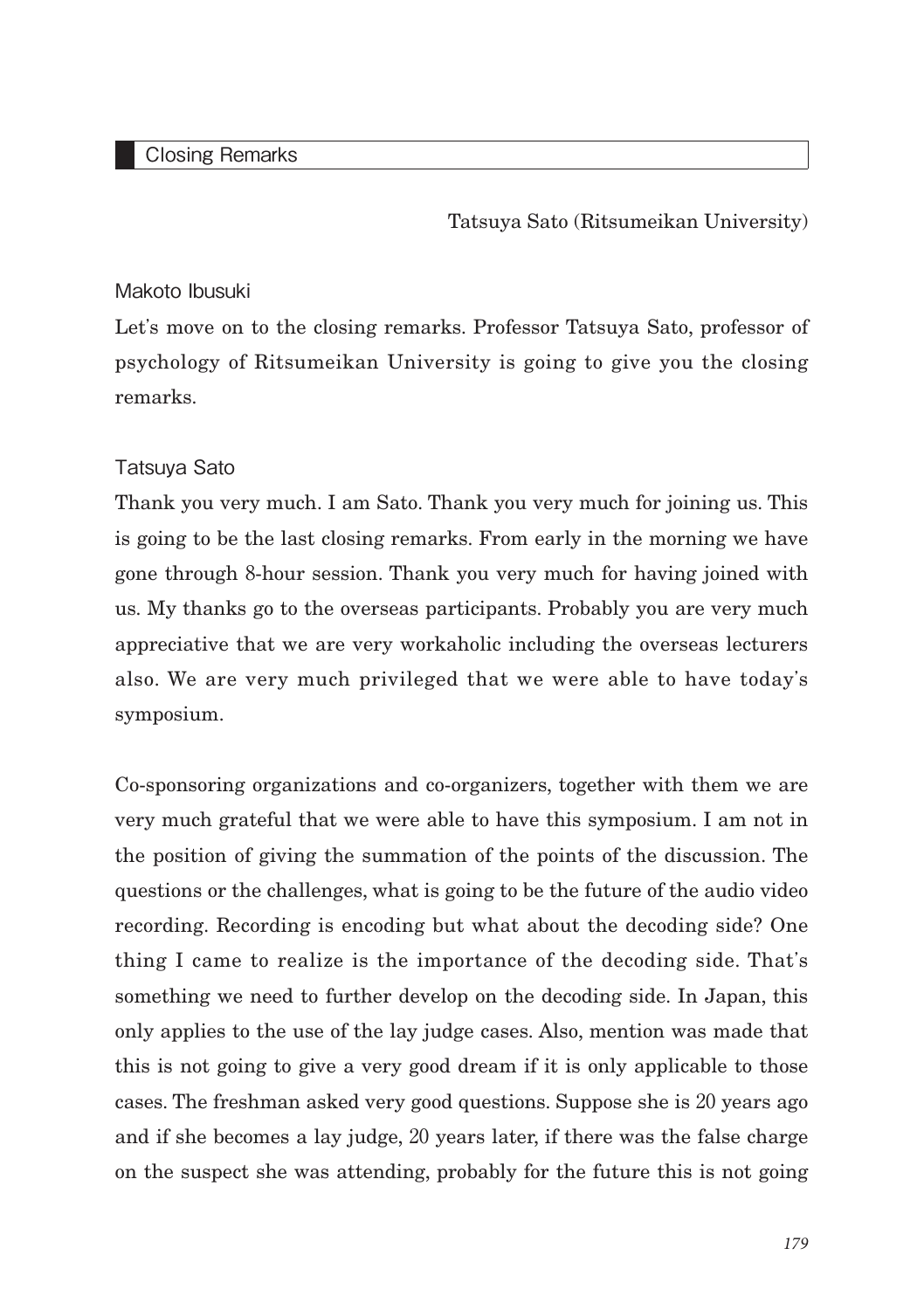## Closing Remarks

Tatsuya Sato (Ritsumeikan University)

Makoto Ibusuki

Let's move on to the closing remarks. Professor Tatsuya Sato, professor of psychology of Ritsumeikan University is going to give you the closing remarks.

Tatsuya Sato

Thank you very much. I am Sato. Thank you very much for joining us. This is going to be the last closing remarks. From early in the morning we have gone through 8-hour session. Thank you very much for having joined with us. My thanks go to the overseas participants. Probably you are very much appreciative that we are very workaholic including the overseas lecturers also. We are very much privileged that we were able to have today's symposium.

Co-sponsoring organizations and co-organizers, together with them we are very much grateful that we were able to have this symposium. I am not in the position of giving the summation of the points of the discussion. The questions or the challenges, what is going to be the future of the audio video recording. Recording is encoding but what about the decoding side? One thing I came to realize is the importance of the decoding side. That's something we need to further develop on the decoding side. In Japan, this only applies to the use of the lay judge cases. Also, mention was made that this is not going to give a very good dream if it is only applicable to those cases. The freshman asked very good questions. Suppose she is 20 years ago and if she becomes a lay judge, 20 years later, if there was the false charge on the suspect she was attending, probably for the future this is not going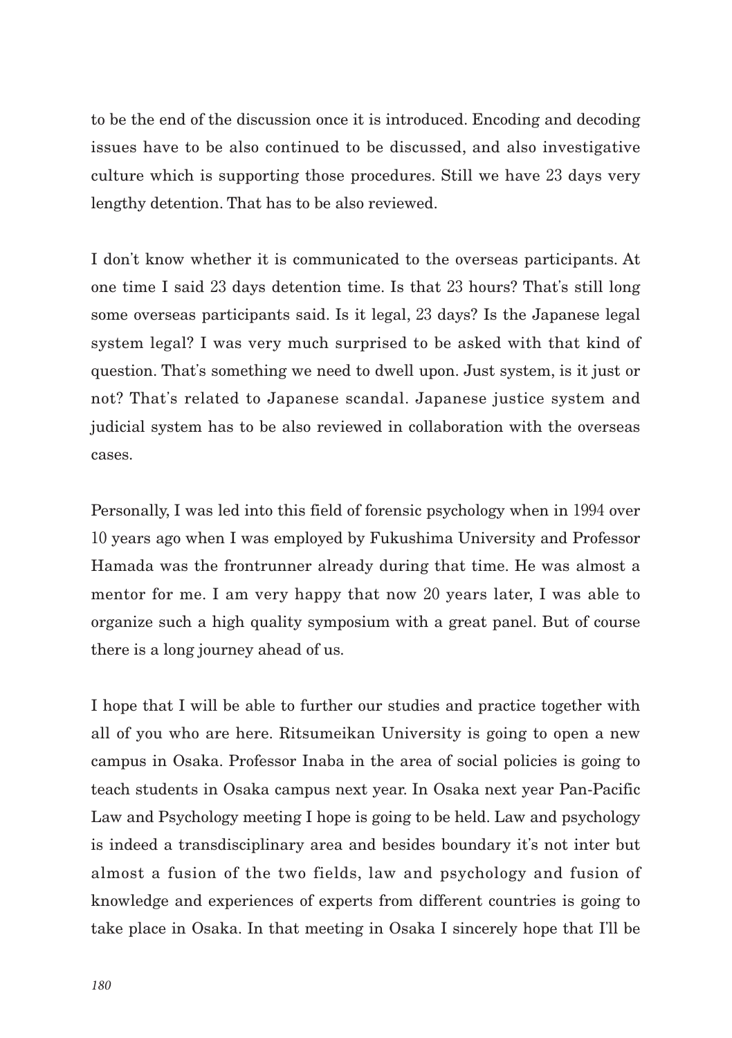to be the end of the discussion once it is introduced. Encoding and decoding issues have to be also continued to be discussed, and also investigative culture which is supporting those procedures. Still we have 23 days very lengthy detention. That has to be also reviewed.

I don't know whether it is communicated to the overseas participants. At one time I said 23 days detention time. Is that 23 hours? That's still long some overseas participants said. Is it legal, 23 days? Is the Japanese legal system legal? I was very much surprised to be asked with that kind of question. That's something we need to dwell upon. Just system, is it just or not? That's related to Japanese scandal. Japanese justice system and judicial system has to be also reviewed in collaboration with the overseas cases.

Personally, I was led into this field of forensic psychology when in 1994 over 10 years ago when I was employed by Fukushima University and Professor Hamada was the frontrunner already during that time. He was almost a mentor for me. I am very happy that now 20 years later, I was able to organize such a high quality symposium with a great panel. But of course there is a long journey ahead of us.

I hope that I will be able to further our studies and practice together with all of you who are here. Ritsumeikan University is going to open a new campus in Osaka. Professor Inaba in the area of social policies is going to teach students in Osaka campus next year. In Osaka next year Pan-Pacific Law and Psychology meeting I hope is going to be held. Law and psychology is indeed a transdisciplinary area and besides boundary it's not inter but almost a fusion of the two fields, law and psychology and fusion of knowledge and experiences of experts from different countries is going to take place in Osaka. In that meeting in Osaka I sincerely hope that I'll be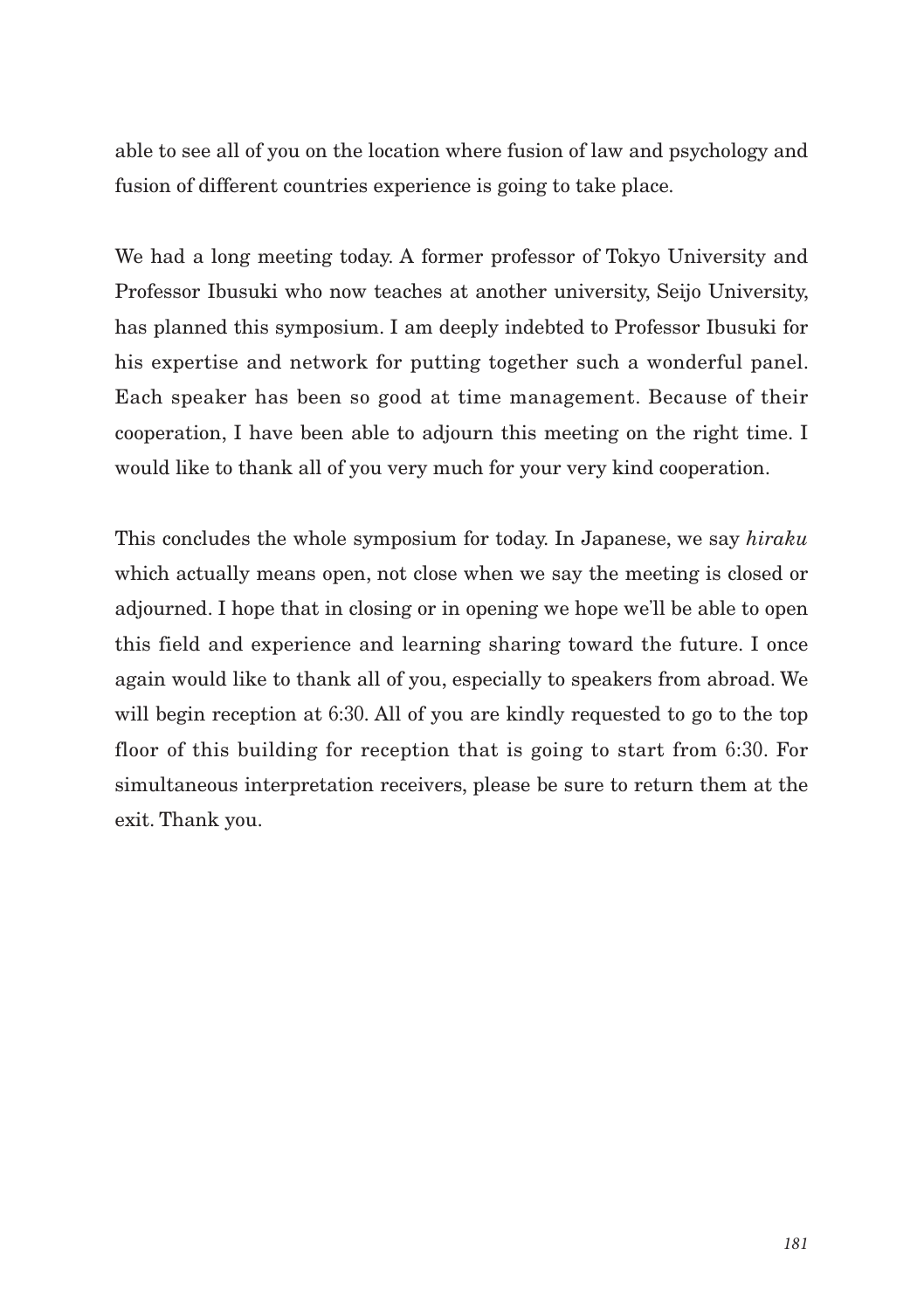able to see all of you on the location where fusion of law and psychology and fusion of different countries experience is going to take place.

We had a long meeting today. A former professor of Tokyo University and Professor Ibusuki who now teaches at another university, Seijo University, has planned this symposium. I am deeply indebted to Professor Ibusuki for his expertise and network for putting together such a wonderful panel. Each speaker has been so good at time management. Because of their cooperation, I have been able to adjourn this meeting on the right time. I would like to thank all of you very much for your very kind cooperation.

This concludes the whole symposium for today. In Japanese, we say *hiraku* which actually means open, not close when we say the meeting is closed or adjourned. I hope that in closing or in opening we hope we'll be able to open this field and experience and learning sharing toward the future. I once again would like to thank all of you, especially to speakers from abroad. We will begin reception at 6:30. All of you are kindly requested to go to the top floor of this building for reception that is going to start from 6:30. For simultaneous interpretation receivers, please be sure to return them at the exit. Thank you.